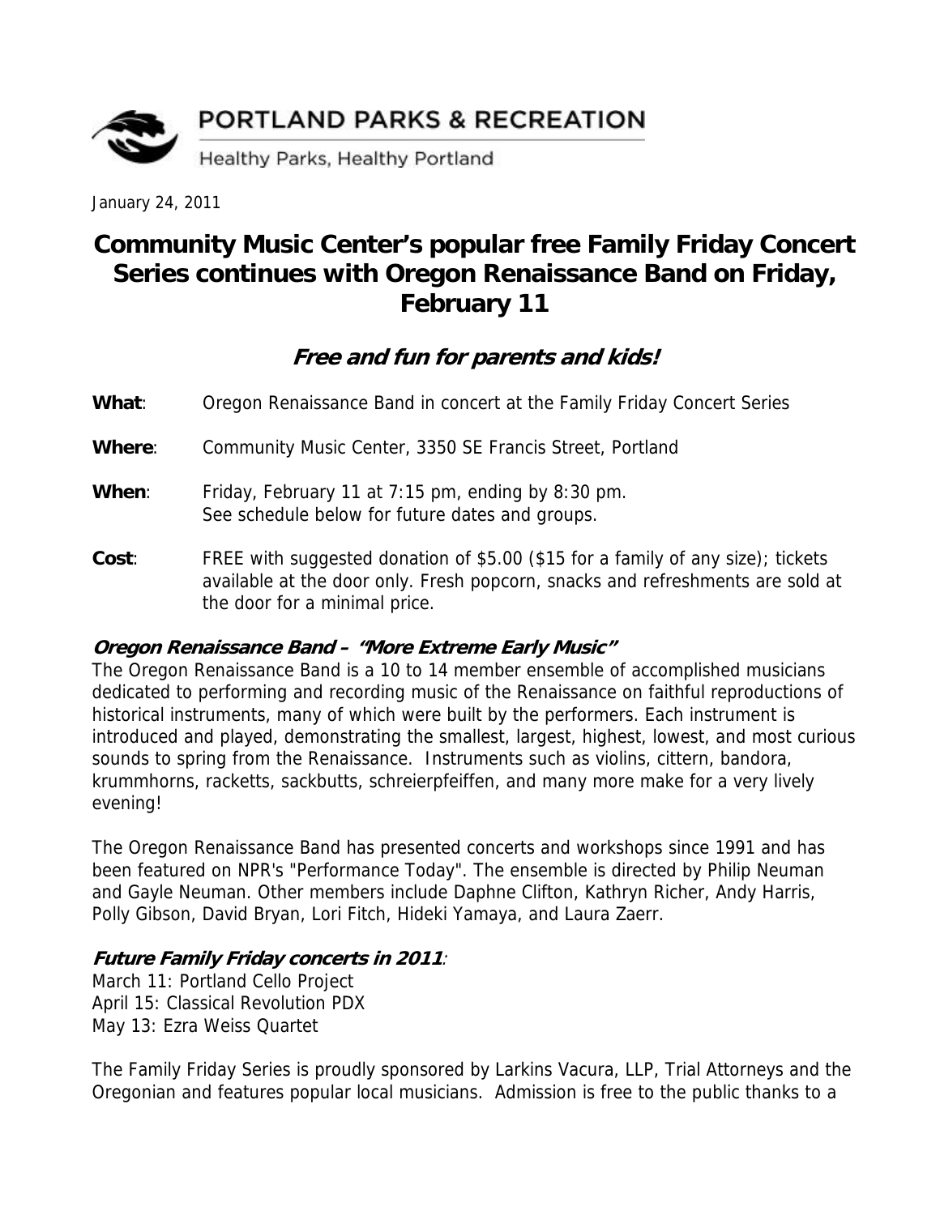PORTLAND PARKS & RECREATION

Healthy Parks, Healthy Portland

January 24, 2011

# Community Music Center's popular free Family Friday Concert Series continues with Oregon Renaissance Band on Friday, February 11

## *Free and fun for parents and kids!*

**What**: Oregon Renaissance Band in concert at the Family Friday Concert Series

**Where**: Community Music Center, 3350 SE Francis Street, Portland

**When**: Friday, February 11 at 7:15 pm, ending by 8:30 pm.
See schedule below for future dates and groups.

**Cost**: FREE with suggested donation of $5.00 ($15 for a family of any size); tickets available at the door only. Fresh popcorn, snacks and refreshments are sold at the door for a minimal price.

### *Oregon Renaissance Band – "More Extreme Early Music"*

The Oregon Renaissance Band is a 10 to 14 member ensemble of accomplished musicians dedicated to performing and recording music of the Renaissance on faithful reproductions of historical instruments, many of which were built by the performers. Each instrument is introduced and played, demonstrating the smallest, largest, highest, lowest, and most curious sounds to spring from the Renaissance. Instruments such as violins, cittern, bandora, krummhorns, racketts, sackbutts, schreierpfeiffen, and many more make for a very lively evening!

The Oregon Renaissance Band has presented concerts and workshops since 1991 and has been featured on NPR's "Performance Today". The ensemble is directed by Philip Neuman and Gayle Neuman. Other members include Daphne Clifton, Kathryn Richer, Andy Harris, Polly Gibson, David Bryan, Lori Fitch, Hideki Yamaya, and Laura Zaerr.

### *Future Family Friday concerts in 2011*:

March 11: Portland Cello Project
April 15: Classical Revolution PDX
May 13: Ezra Weiss Quartet

The Family Friday Series is proudly sponsored by Larkins Vacura, LLP, Trial Attorneys and the Oregonian and features popular local musicians. Admission is free to the public thanks to a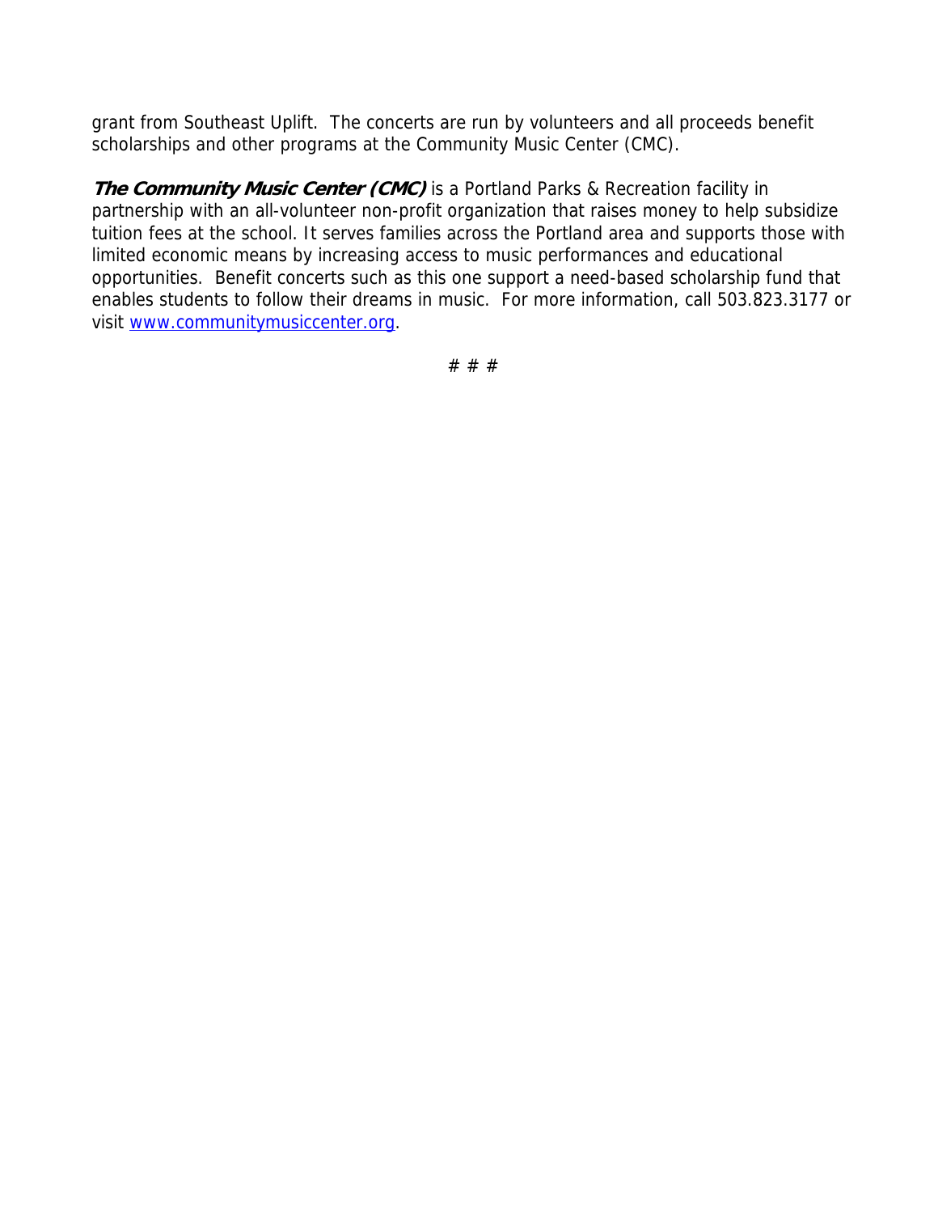grant from Southeast Uplift. The concerts are run by volunteers and all proceeds benefit scholarships and other programs at the Community Music Center (CMC).

***The Community Music Center (CMC)*** is a Portland Parks & Recreation facility in partnership with an all-volunteer non-profit organization that raises money to help subsidize tuition fees at the school. It serves families across the Portland area and supports those with limited economic means by increasing access to music performances and educational opportunities. Benefit concerts such as this one support a need-based scholarship fund that enables students to follow their dreams in music. For more information, call 503.823.3177 or visit [www.communitymusiccenter.org](http://www.communitymusiccenter.org).

# # #